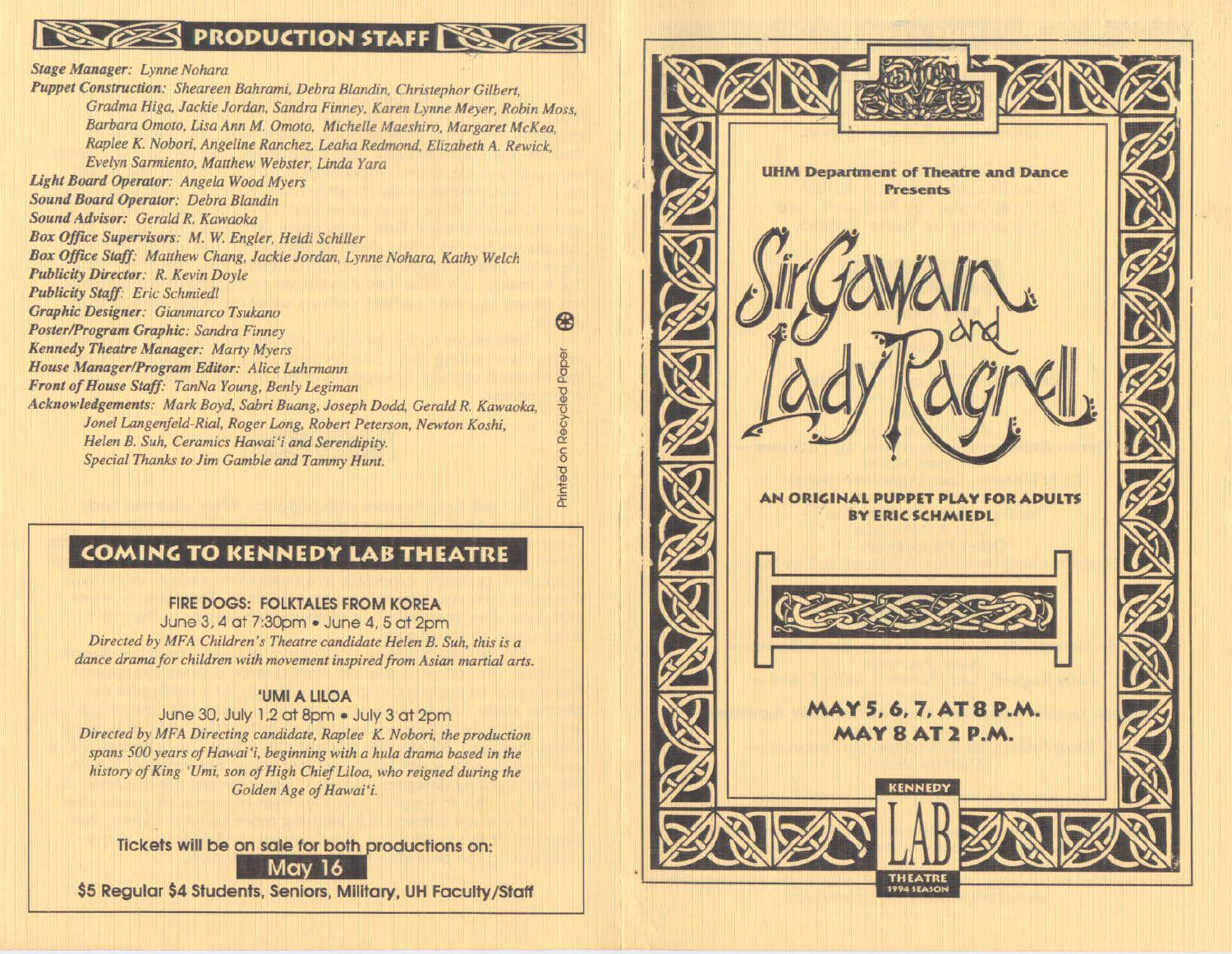## PRODUCTION STAFF

***Stage Manager:*** *Lynne Nohara*
***Puppet Construction:*** *Sheareen Bahrami, Debra Blandin, Christephor Gilbert, Gradma Higa, Jackie Jordan, Sandra Finney, Karen Lynne Meyer, Robin Moss, Barbara Omoto, Lisa Ann M. Omoto, Michelle Maeshiro, Margaret McKea, Raplee K. Nobori, Angeline Ranchez, Leaha Redmond, Elizabeth A. Rewick, Evelyn Sarmiento, Matthew Webster, Linda Yara*
***Light Board Operator:*** *Angela Wood Myers*
***Sound Board Operator:*** *Debra Blandin*
***Sound Advisor:*** *Gerald R. Kawaoka*
***Box Office Supervisors:*** *M. W. Engler, Heidi Schiller*
***Box Office Staff:*** *Matthew Chang, Jackie Jordan, Lynne Nohara, Kathy Welch*
***Publicity Director:*** *R. Kevin Doyle*
***Publicity Staff:*** *Eric Schmiedl*
***Graphic Designer:*** *Gianmarco Tsukano*
***Poster/Program Graphic:*** *Sandra Finney*
***Kennedy Theatre Manager:*** *Marty Myers*
***House Manager/Program Editor:*** *Alice Luhrmann*
***Front of House Staff:*** *TanNa Young, Benly Legiman*
***Acknowledgements:*** *Mark Boyd, Sabri Buang, Joseph Dodd, Gerald R. Kawaoka, Jonel Langenfeld-Rial, Roger Long, Robert Peterson, Newton Koshi, Helen B. Suh, Ceramics Hawai'i and Serendipity.*
*Special Thanks to Jim Gamble and Tammy Hunt.*

Printed on Recycled Paper

## COMING TO KENNEDY LAB THEATRE

**FIRE DOGS: FOLKTALES FROM KOREA**
June 3, 4 at 7:30pm • June 4, 5 at 2pm
*Directed by MFA Children's Theatre candidate Helen B. Suh, this is a dance drama for children with movement inspired from Asian martial arts.*

**'UMI A LILOA**
June 30, July 1,2 at 8pm • July 3 at 2pm
*Directed by MFA Directing candidate, Raplee K. Nobori, the production spans 500 years of Hawai'i, beginning with a hula drama based in the history of King 'Umi, son of High Chief Liloa, who reigned during the Golden Age of Hawai'i.*

**Tickets will be on sale for both productions on: May 16**
**$5 Regular $4 Students, Seniors, Military, UH Faculty/Staff**

**UHM Department of Theatre and Dance Presents**

# Sir Gawain and Lady Ragnell

**AN ORIGINAL PUPPET PLAY FOR ADULTS BY ERIC SCHMIEDL**

**MAY 5, 6, 7, AT 8 P.M.**
**MAY 8 AT 2 P.M.**

KENNEDY LAB THEATRE
1994 SEASON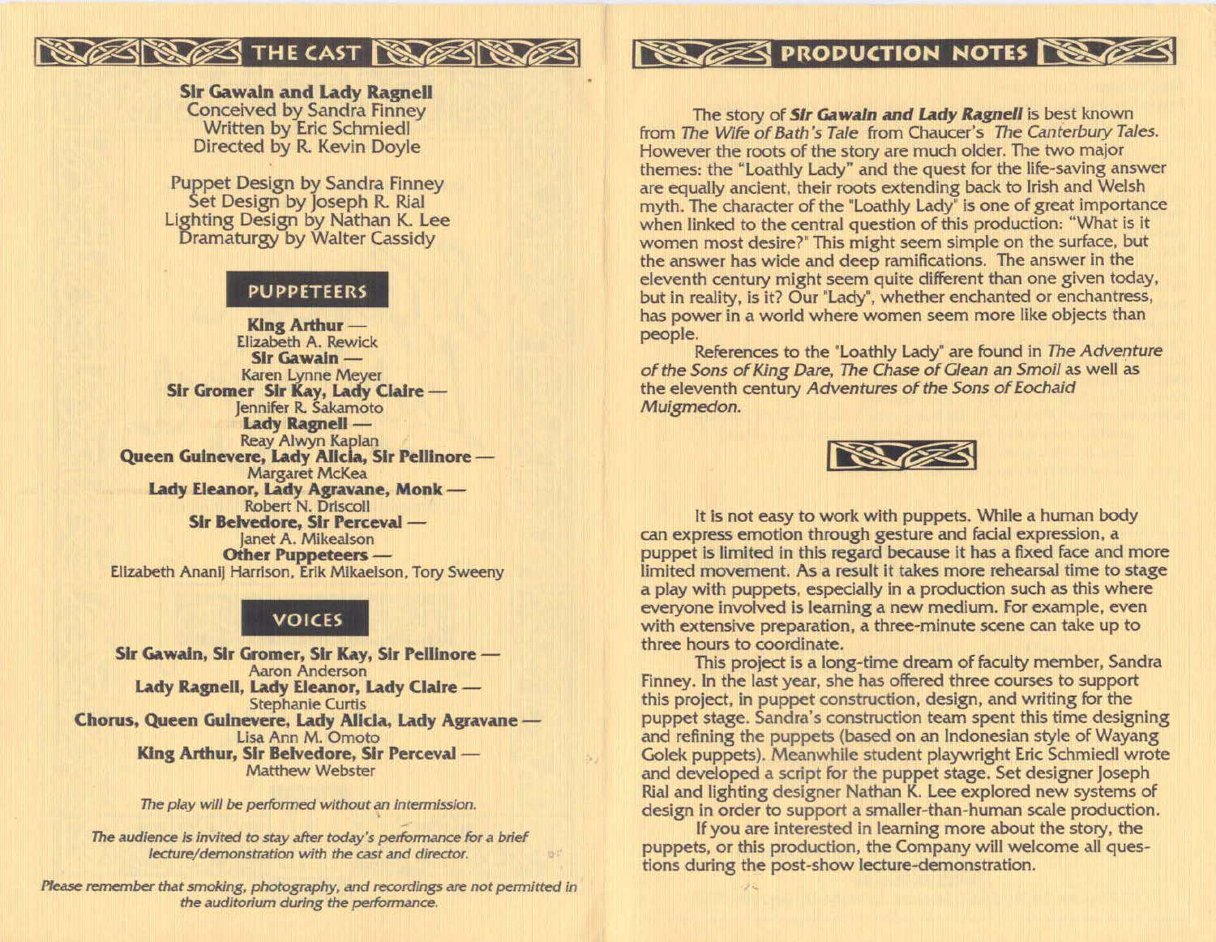## THE CAST

**Sir Gawain and Lady Ragnell**
Conceived by Sandra Finney
Written by Eric Schmiedl
Directed by R. Kevin Doyle

Puppet Design by Sandra Finney
Set Design by Joseph R. Rial
Lighting Design by Nathan K. Lee
Dramaturgy by Walter Cassidy

### PUPPETEERS

**King Arthur** —
Elizabeth A. Rewick
**Sir Gawain** —
Karen Lynne Meyer
**Sir Gromer Sir Kay, Lady Claire** —
Jennifer R. Sakamoto
**Lady Ragnell** —
Reay Alwyn Kaplan
**Queen Guinevere, Lady Alicia, Sir Pellinore** —
Margaret McKea
**Lady Eleanor, Lady Agravane, Monk** —
Robert N. Driscoll
**Sir Belvedore, Sir Perceval** —
Janet A. Mikealson
**Other Puppeteers** —
Elizabeth Ananij Harrison, Erik Mikaelson, Tory Sweeny

### VOICES

**Sir Gawain, Sir Gromer, Sir Kay, Sir Pellinore** —
Aaron Anderson
**Lady Ragnell, Lady Eleanor, Lady Claire** —
Stephanie Curtis
**Chorus, Queen Guinevere, Lady Alicia, Lady Agravane** —
Lisa Ann M. Omoto
**King Arthur, Sir Belvedore, Sir Perceval** —
Matthew Webster

*The play will be performed without an intermission.*

*The audience is invited to stay after today's performance for a brief lecture/demonstration with the cast and director.*

*Please remember that smoking, photography, and recordings are not permitted in the auditorium during the performance.*

## PRODUCTION NOTES

The story of ***Sir Gawain and Lady Ragnell*** is best known from *The Wife of Bath's Tale* from Chaucer's *The Canterbury Tales.* However the roots of the story are much older. The two major themes: the "Loathly Lady" and the quest for the life-saving answer are equally ancient, their roots extending back to Irish and Welsh myth. The character of the "Loathly Lady" is one of great importance when linked to the central question of this production: "What is it women most desire?" This might seem simple on the surface, but the answer has wide and deep ramifications. The answer in the eleventh century might seem quite different than one given today, but in reality, is it? Our "Lady", whether enchanted or enchantress, has power in a world where women seem more like objects than people.

References to the "Loathly Lady" are found in *The Adventure of the Sons of King Dare, The Chase of Glean an Smoil* as well as the eleventh century *Adventures of the Sons of Eochaid Muigmedon.*

It is not easy to work with puppets. While a human body can express emotion through gesture and facial expression, a puppet is limited in this regard because it has a fixed face and more limited movement. As a result it takes more rehearsal time to stage a play with puppets, especially in a production such as this where everyone involved is learning a new medium. For example, even with extensive preparation, a three-minute scene can take up to three hours to coordinate.

This project is a long-time dream of faculty member, Sandra Finney. In the last year, she has offered three courses to support this project, in puppet construction, design, and writing for the puppet stage. Sandra's construction team spent this time designing and refining the puppets (based on an Indonesian style of Wayang Golek puppets). Meanwhile student playwright Eric Schmiedl wrote and developed a script for the puppet stage. Set designer Joseph Rial and lighting designer Nathan K. Lee explored new systems of design in order to support a smaller-than-human scale production.

If you are interested in learning more about the story, the puppets, or this production, the Company will welcome all questions during the post-show lecture-demonstration.